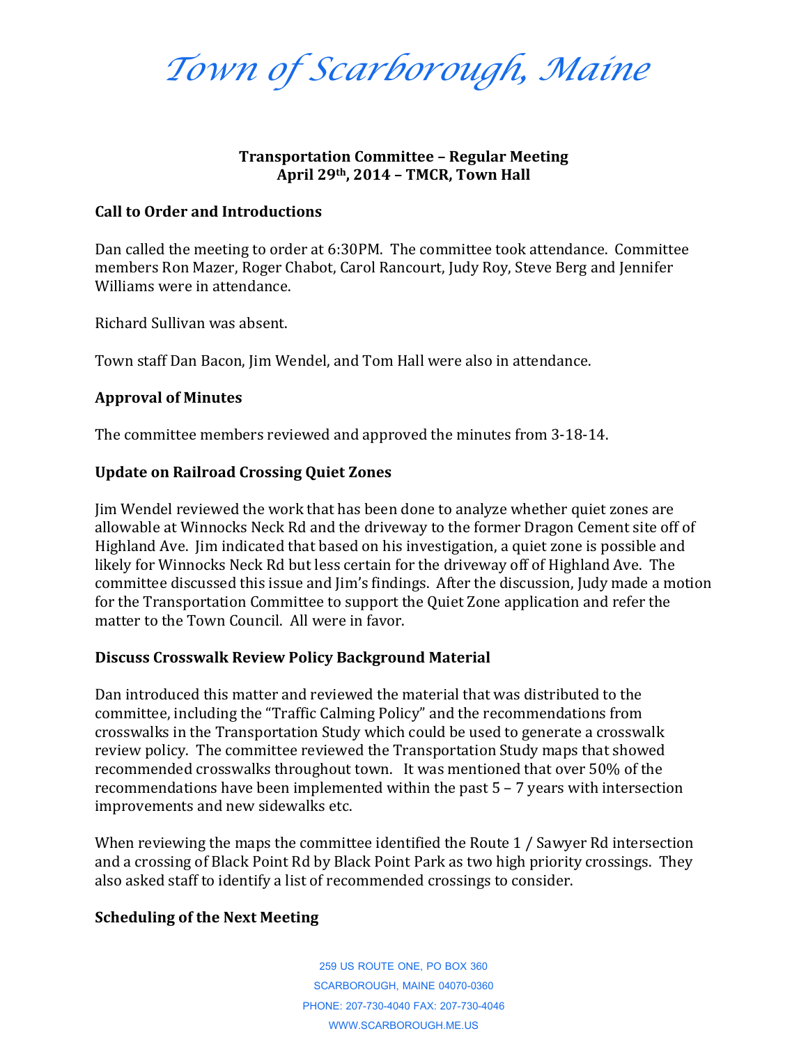# Town of Scarborough, Maine

**Transportation Committee – Regular Meeting**
**April 29th, 2014 – TMCR, Town Hall**

### Call to Order and Introductions

Dan called the meeting to order at 6:30PM. The committee took attendance. Committee members Ron Mazer, Roger Chabot, Carol Rancourt, Judy Roy, Steve Berg and Jennifer Williams were in attendance.

Richard Sullivan was absent.

Town staff Dan Bacon, Jim Wendel, and Tom Hall were also in attendance.

### Approval of Minutes

The committee members reviewed and approved the minutes from 3-18-14.

### Update on Railroad Crossing Quiet Zones

Jim Wendel reviewed the work that has been done to analyze whether quiet zones are allowable at Winnocks Neck Rd and the driveway to the former Dragon Cement site off of Highland Ave. Jim indicated that based on his investigation, a quiet zone is possible and likely for Winnocks Neck Rd but less certain for the driveway off of Highland Ave. The committee discussed this issue and Jim's findings. After the discussion, Judy made a motion for the Transportation Committee to support the Quiet Zone application and refer the matter to the Town Council. All were in favor.

### Discuss Crosswalk Review Policy Background Material

Dan introduced this matter and reviewed the material that was distributed to the committee, including the "Traffic Calming Policy" and the recommendations from crosswalks in the Transportation Study which could be used to generate a crosswalk review policy. The committee reviewed the Transportation Study maps that showed recommended crosswalks throughout town. It was mentioned that over 50% of the recommendations have been implemented within the past 5 – 7 years with intersection improvements and new sidewalks etc.

When reviewing the maps the committee identified the Route 1 / Sawyer Rd intersection and a crossing of Black Point Rd by Black Point Park as two high priority crossings. They also asked staff to identify a list of recommended crossings to consider.

### Scheduling of the Next Meeting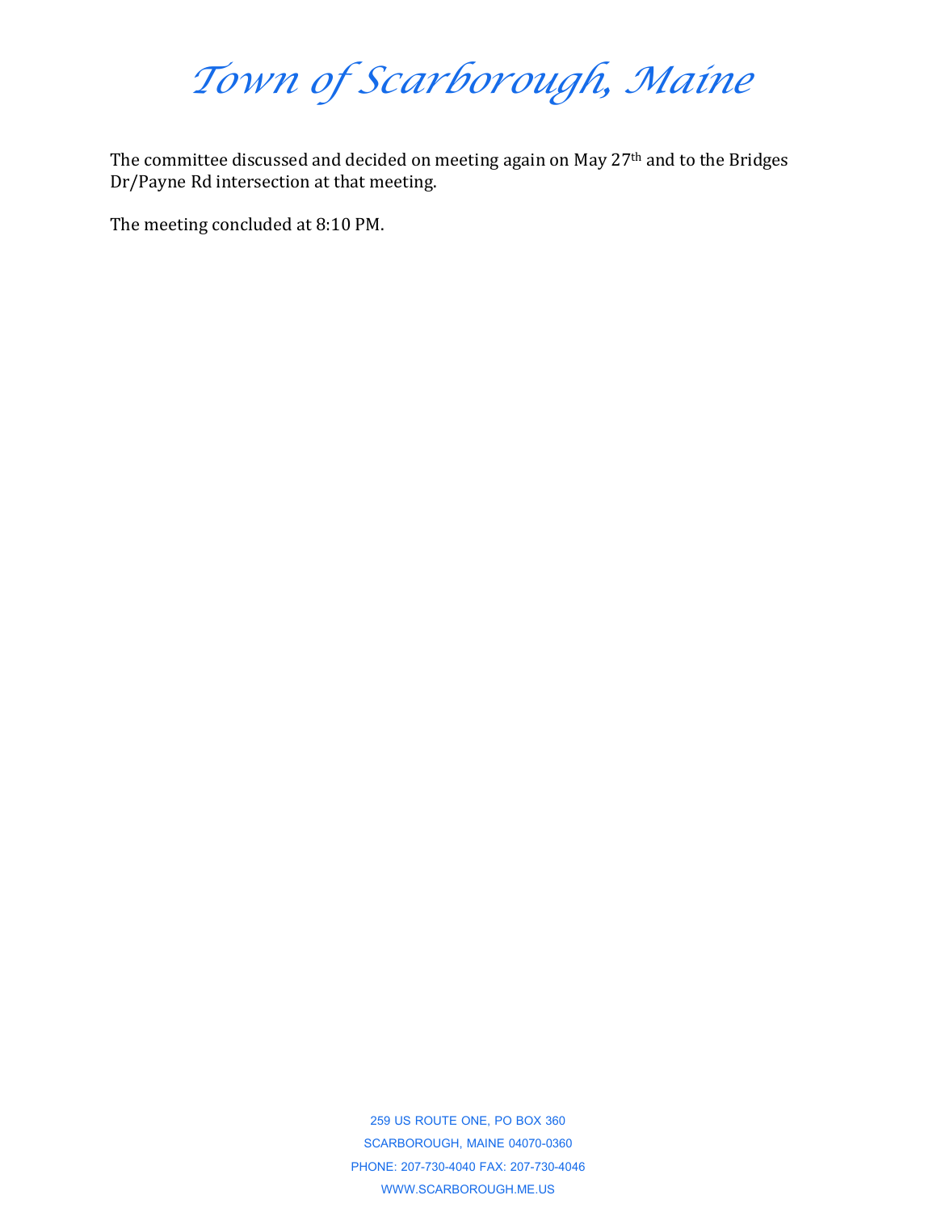The committee discussed and decided on meeting again on May 27th and to the Bridges Dr/Payne Rd intersection at that meeting.

The meeting concluded at 8:10 PM.